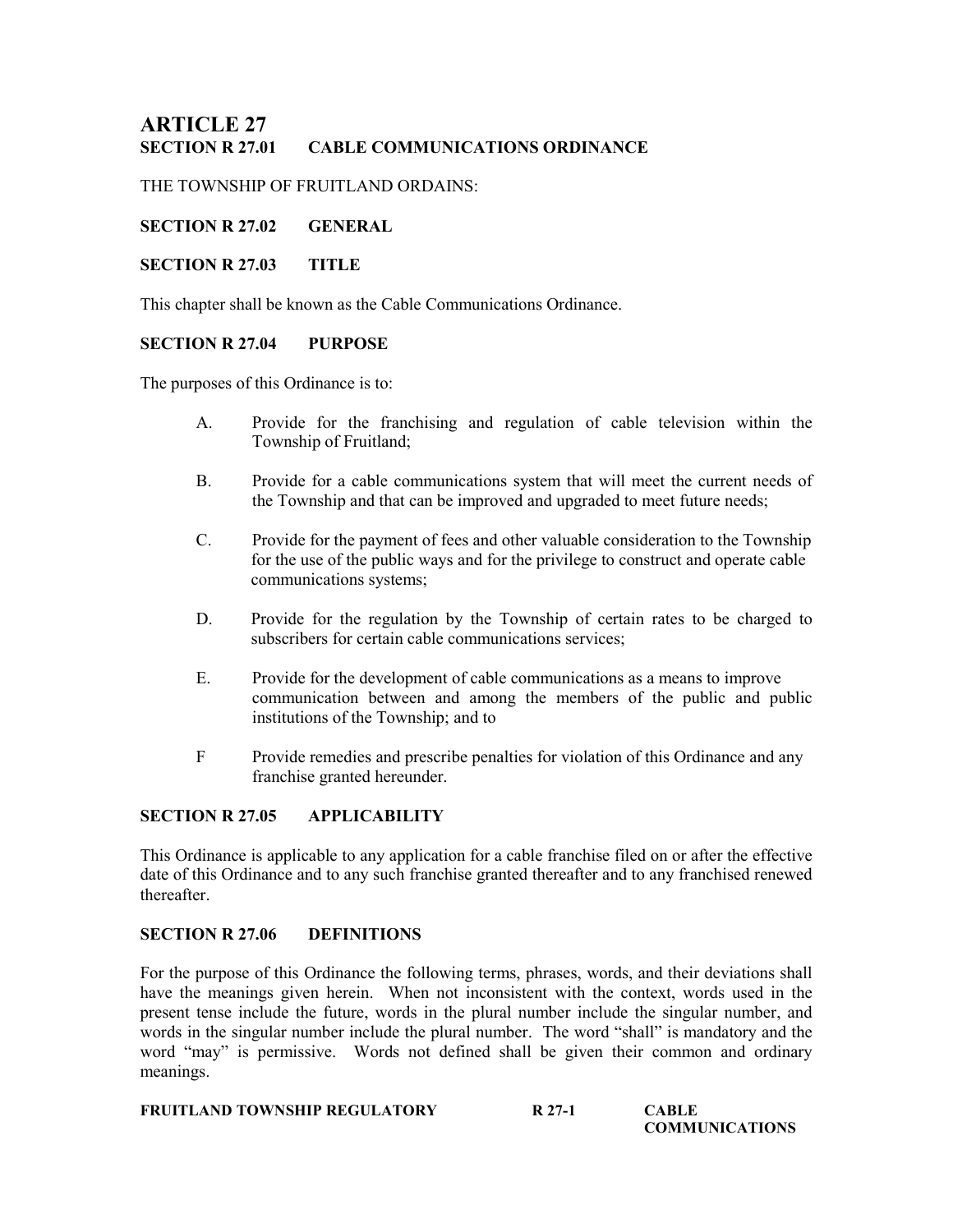# ARTICLE 27

## SECTION R 27.01 CABLE COMMUNICATIONS ORDINANCE

THE TOWNSHIP OF FRUITLAND ORDAINS:

### SECTION R 27.02 GENERAL

### SECTION R 27.03 TITLE

This chapter shall be known as the Cable Communications Ordinance.

### SECTION R 27.04 PURPOSE

The purposes of this Ordinance is to:

A. Provide for the franchising and regulation of cable television within the Township of Fruitland;

B. Provide for a cable communications system that will meet the current needs of the Township and that can be improved and upgraded to meet future needs;

C. Provide for the payment of fees and other valuable consideration to the Township for the use of the public ways and for the privilege to construct and operate cable communications systems;

D. Provide for the regulation by the Township of certain rates to be charged to subscribers for certain cable communications services;

E. Provide for the development of cable communications as a means to improve communication between and among the members of the public and public institutions of the Township; and to

F Provide remedies and prescribe penalties for violation of this Ordinance and any franchise granted hereunder.

### SECTION R 27.05 APPLICABILITY

This Ordinance is applicable to any application for a cable franchise filed on or after the effective date of this Ordinance and to any such franchise granted thereafter and to any franchised renewed thereafter.

### SECTION R 27.06 DEFINITIONS

For the purpose of this Ordinance the following terms, phrases, words, and their deviations shall have the meanings given herein. When not inconsistent with the context, words used in the present tense include the future, words in the plural number include the singular number, and words in the singular number include the plural number. The word "shall" is mandatory and the word "may" is permissive. Words not defined shall be given their common and ordinary meanings.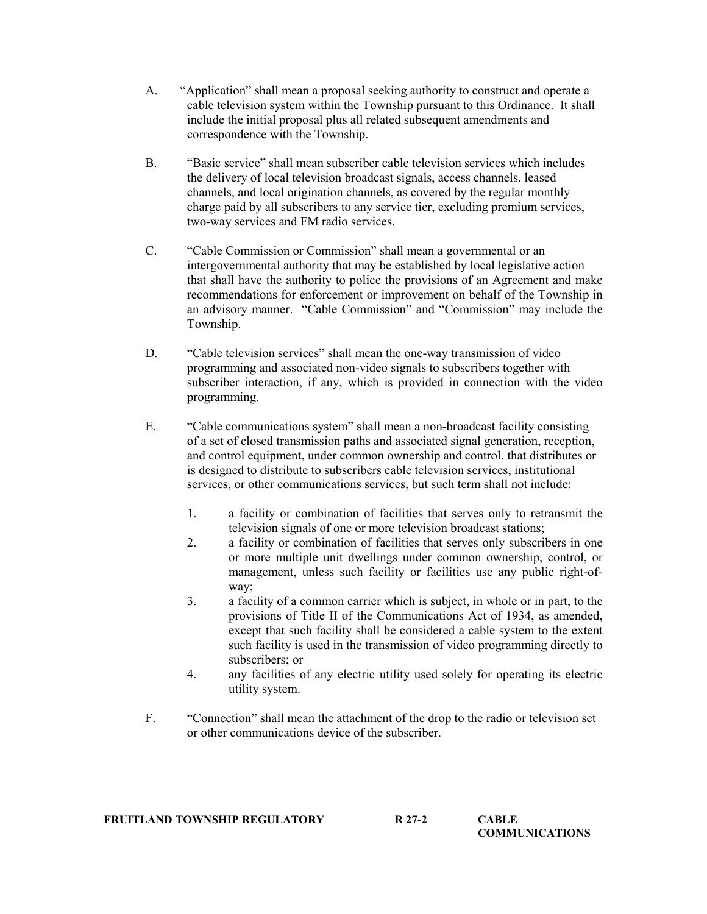A. "Application" shall mean a proposal seeking authority to construct and operate a cable television system within the Township pursuant to this Ordinance. It shall include the initial proposal plus all related subsequent amendments and correspondence with the Township.

B. "Basic service" shall mean subscriber cable television services which includes the delivery of local television broadcast signals, access channels, leased channels, and local origination channels, as covered by the regular monthly charge paid by all subscribers to any service tier, excluding premium services, two-way services and FM radio services.

C. "Cable Commission or Commission" shall mean a governmental or an intergovernmental authority that may be established by local legislative action that shall have the authority to police the provisions of an Agreement and make recommendations for enforcement or improvement on behalf of the Township in an advisory manner. "Cable Commission" and "Commission" may include the Township.

D. "Cable television services" shall mean the one-way transmission of video programming and associated non-video signals to subscribers together with subscriber interaction, if any, which is provided in connection with the video programming.

E. "Cable communications system" shall mean a non-broadcast facility consisting of a set of closed transmission paths and associated signal generation, reception, and control equipment, under common ownership and control, that distributes or is designed to distribute to subscribers cable television services, institutional services, or other communications services, but such term shall not include:

   1. a facility or combination of facilities that serves only to retransmit the television signals of one or more television broadcast stations;
   2. a facility or combination of facilities that serves only subscribers in one or more multiple unit dwellings under common ownership, control, or management, unless such facility or facilities use any public right-of-way;
   3. a facility of a common carrier which is subject, in whole or in part, to the provisions of Title II of the Communications Act of 1934, as amended, except that such facility shall be considered a cable system to the extent such facility is used in the transmission of video programming directly to subscribers; or
   4. any facilities of any electric utility used solely for operating its electric utility system.

F. "Connection" shall mean the attachment of the drop to the radio or television set or other communications device of the subscriber.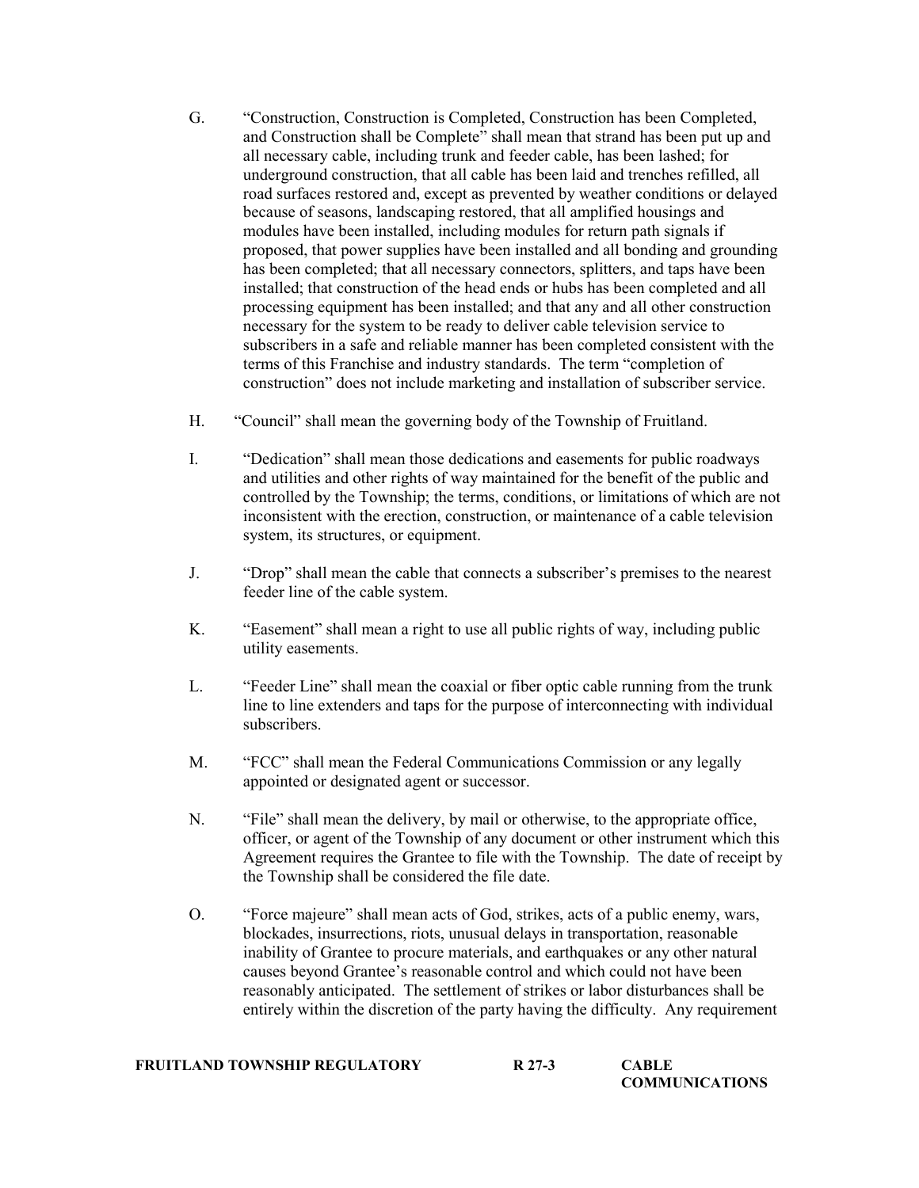G. "Construction, Construction is Completed, Construction has been Completed, and Construction shall be Complete" shall mean that strand has been put up and all necessary cable, including trunk and feeder cable, has been lashed; for underground construction, that all cable has been laid and trenches refilled, all road surfaces restored and, except as prevented by weather conditions or delayed because of seasons, landscaping restored, that all amplified housings and modules have been installed, including modules for return path signals if proposed, that power supplies have been installed and all bonding and grounding has been completed; that all necessary connectors, splitters, and taps have been installed; that construction of the head ends or hubs has been completed and all processing equipment has been installed; and that any and all other construction necessary for the system to be ready to deliver cable television service to subscribers in a safe and reliable manner has been completed consistent with the terms of this Franchise and industry standards. The term "completion of construction" does not include marketing and installation of subscriber service.

H. "Council" shall mean the governing body of the Township of Fruitland.

I. "Dedication" shall mean those dedications and easements for public roadways and utilities and other rights of way maintained for the benefit of the public and controlled by the Township; the terms, conditions, or limitations of which are not inconsistent with the erection, construction, or maintenance of a cable television system, its structures, or equipment.

J. "Drop" shall mean the cable that connects a subscriber's premises to the nearest feeder line of the cable system.

K. "Easement" shall mean a right to use all public rights of way, including public utility easements.

L. "Feeder Line" shall mean the coaxial or fiber optic cable running from the trunk line to line extenders and taps for the purpose of interconnecting with individual subscribers.

M. "FCC" shall mean the Federal Communications Commission or any legally appointed or designated agent or successor.

N. "File" shall mean the delivery, by mail or otherwise, to the appropriate office, officer, or agent of the Township of any document or other instrument which this Agreement requires the Grantee to file with the Township. The date of receipt by the Township shall be considered the file date.

O. "Force majeure" shall mean acts of God, strikes, acts of a public enemy, wars, blockades, insurrections, riots, unusual delays in transportation, reasonable inability of Grantee to procure materials, and earthquakes or any other natural causes beyond Grantee's reasonable control and which could not have been reasonably anticipated. The settlement of strikes or labor disturbances shall be entirely within the discretion of the party having the difficulty. Any requirement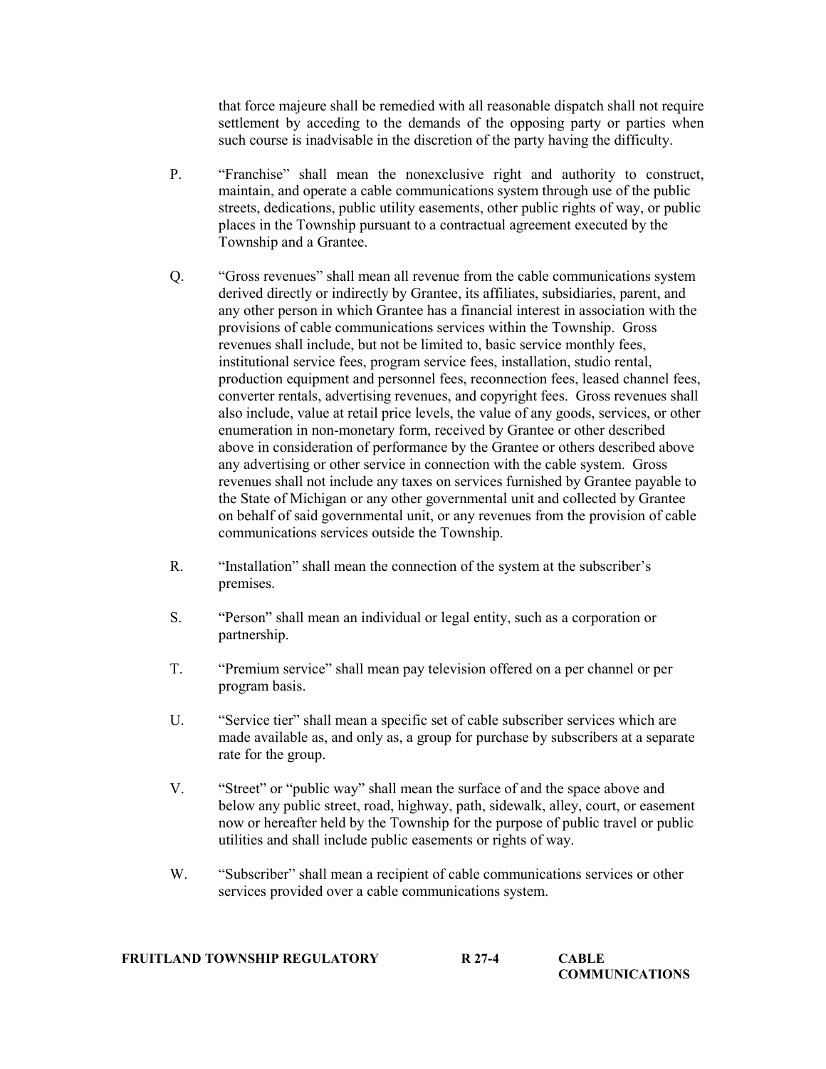that force majeure shall be remedied with all reasonable dispatch shall not require settlement by acceding to the demands of the opposing party or parties when such course is inadvisable in the discretion of the party having the difficulty.

P. "Franchise" shall mean the nonexclusive right and authority to construct, maintain, and operate a cable communications system through use of the public streets, dedications, public utility easements, other public rights of way, or public places in the Township pursuant to a contractual agreement executed by the Township and a Grantee.

Q. "Gross revenues" shall mean all revenue from the cable communications system derived directly or indirectly by Grantee, its affiliates, subsidiaries, parent, and any other person in which Grantee has a financial interest in association with the provisions of cable communications services within the Township. Gross revenues shall include, but not be limited to, basic service monthly fees, institutional service fees, program service fees, installation, studio rental, production equipment and personnel fees, reconnection fees, leased channel fees, converter rentals, advertising revenues, and copyright fees. Gross revenues shall also include, value at retail price levels, the value of any goods, services, or other enumeration in non-monetary form, received by Grantee or other described above in consideration of performance by the Grantee or others described above any advertising or other service in connection with the cable system. Gross revenues shall not include any taxes on services furnished by Grantee payable to the State of Michigan or any other governmental unit and collected by Grantee on behalf of said governmental unit, or any revenues from the provision of cable communications services outside the Township.

R. "Installation" shall mean the connection of the system at the subscriber's premises.

S. "Person" shall mean an individual or legal entity, such as a corporation or partnership.

T. "Premium service" shall mean pay television offered on a per channel or per program basis.

U. "Service tier" shall mean a specific set of cable subscriber services which are made available as, and only as, a group for purchase by subscribers at a separate rate for the group.

V. "Street" or "public way" shall mean the surface of and the space above and below any public street, road, highway, path, sidewalk, alley, court, or easement now or hereafter held by the Township for the purpose of public travel or public utilities and shall include public easements or rights of way.

W. "Subscriber" shall mean a recipient of cable communications services or other services provided over a cable communications system.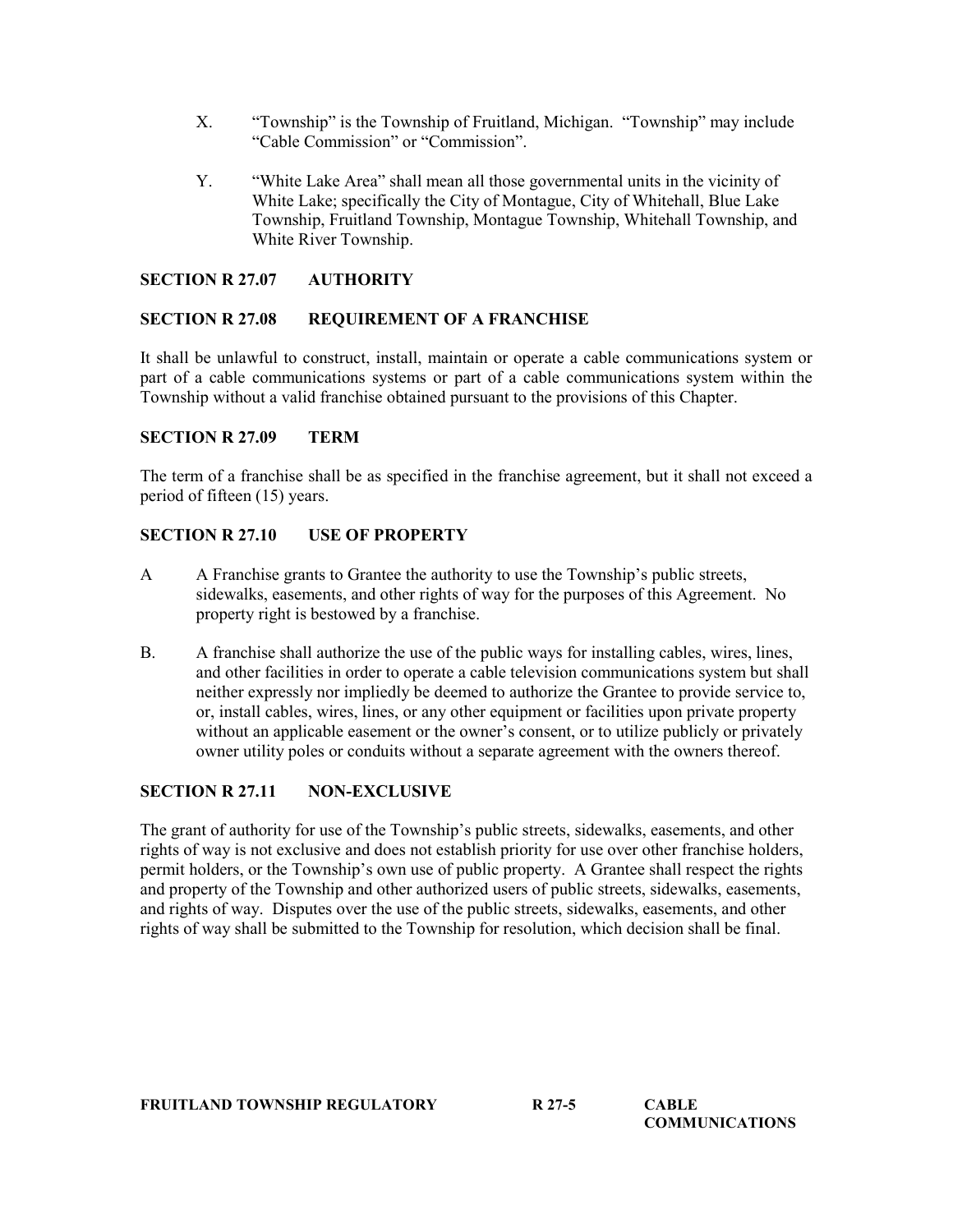X. "Township" is the Township of Fruitland, Michigan. "Township" may include "Cable Commission" or "Commission".

Y. "White Lake Area" shall mean all those governmental units in the vicinity of White Lake; specifically the City of Montague, City of Whitehall, Blue Lake Township, Fruitland Township, Montague Township, Whitehall Township, and White River Township.

## SECTION R 27.07 AUTHORITY

## SECTION R 27.08 REQUIREMENT OF A FRANCHISE

It shall be unlawful to construct, install, maintain or operate a cable communications system or part of a cable communications systems or part of a cable communications system within the Township without a valid franchise obtained pursuant to the provisions of this Chapter.

## SECTION R 27.09 TERM

The term of a franchise shall be as specified in the franchise agreement, but it shall not exceed a period of fifteen (15) years.

## SECTION R 27.10 USE OF PROPERTY

A A Franchise grants to Grantee the authority to use the Township's public streets, sidewalks, easements, and other rights of way for the purposes of this Agreement. No property right is bestowed by a franchise.

B. A franchise shall authorize the use of the public ways for installing cables, wires, lines, and other facilities in order to operate a cable television communications system but shall neither expressly nor impliedly be deemed to authorize the Grantee to provide service to, or, install cables, wires, lines, or any other equipment or facilities upon private property without an applicable easement or the owner's consent, or to utilize publicly or privately owner utility poles or conduits without a separate agreement with the owners thereof.

## SECTION R 27.11 NON-EXCLUSIVE

The grant of authority for use of the Township's public streets, sidewalks, easements, and other rights of way is not exclusive and does not establish priority for use over other franchise holders, permit holders, or the Township's own use of public property. A Grantee shall respect the rights and property of the Township and other authorized users of public streets, sidewalks, easements, and rights of way. Disputes over the use of the public streets, sidewalks, easements, and other rights of way shall be submitted to the Township for resolution, which decision shall be final.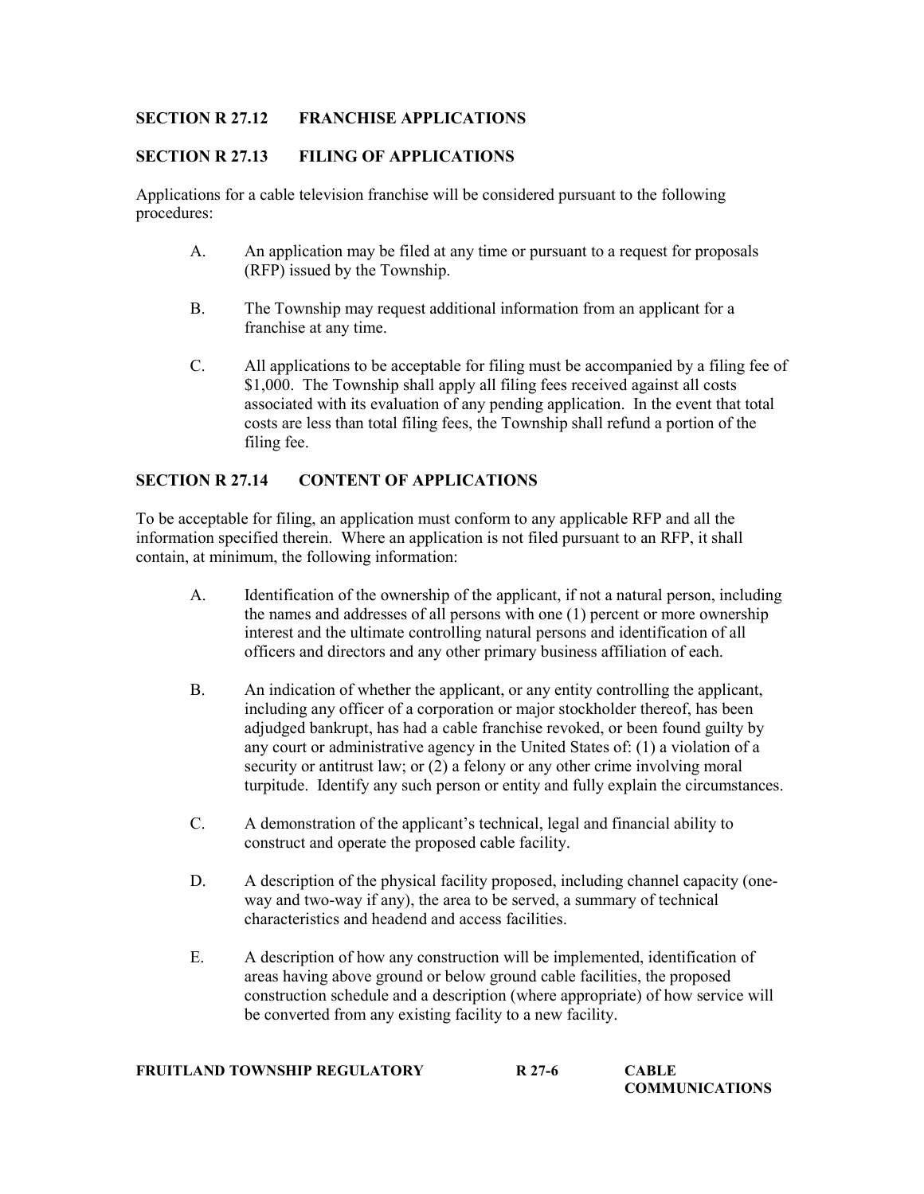**SECTION R 27.12 FRANCHISE APPLICATIONS**

**SECTION R 27.13 FILING OF APPLICATIONS**

Applications for a cable television franchise will be considered pursuant to the following procedures:

A. An application may be filed at any time or pursuant to a request for proposals (RFP) issued by the Township.

B. The Township may request additional information from an applicant for a franchise at any time.

C. All applications to be acceptable for filing must be accompanied by a filing fee of $1,000. The Township shall apply all filing fees received against all costs associated with its evaluation of any pending application. In the event that total costs are less than total filing fees, the Township shall refund a portion of the filing fee.

**SECTION R 27.14 CONTENT OF APPLICATIONS**

To be acceptable for filing, an application must conform to any applicable RFP and all the information specified therein. Where an application is not filed pursuant to an RFP, it shall contain, at minimum, the following information:

A. Identification of the ownership of the applicant, if not a natural person, including the names and addresses of all persons with one (1) percent or more ownership interest and the ultimate controlling natural persons and identification of all officers and directors and any other primary business affiliation of each.

B. An indication of whether the applicant, or any entity controlling the applicant, including any officer of a corporation or major stockholder thereof, has been adjudged bankrupt, has had a cable franchise revoked, or been found guilty by any court or administrative agency in the United States of: (1) a violation of a security or antitrust law; or (2) a felony or any other crime involving moral turpitude. Identify any such person or entity and fully explain the circumstances.

C. A demonstration of the applicant's technical, legal and financial ability to construct and operate the proposed cable facility.

D. A description of the physical facility proposed, including channel capacity (one-way and two-way if any), the area to be served, a summary of technical characteristics and headend and access facilities.

E. A description of how any construction will be implemented, identification of areas having above ground or below ground cable facilities, the proposed construction schedule and a description (where appropriate) of how service will be converted from any existing facility to a new facility.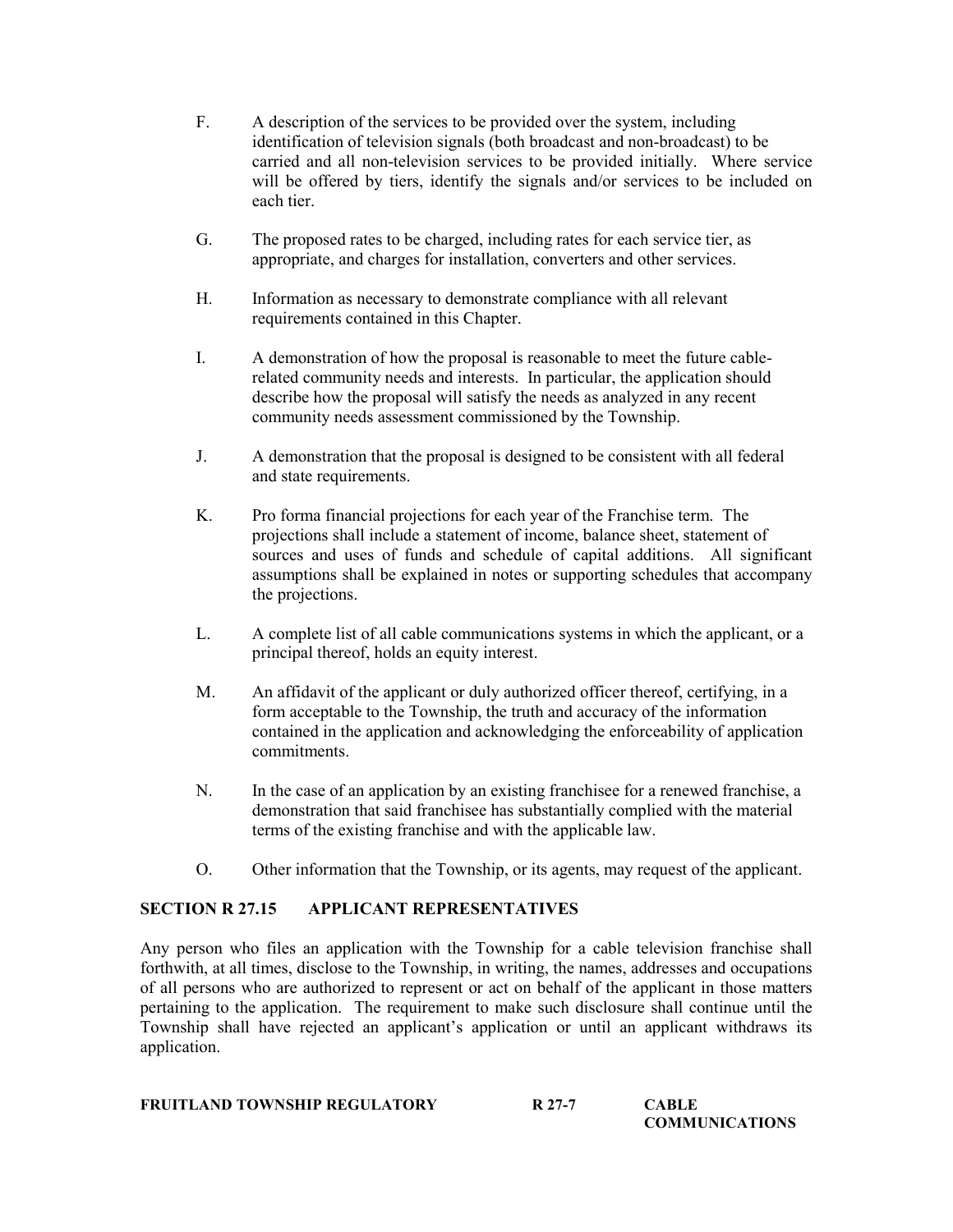F. A description of the services to be provided over the system, including identification of television signals (both broadcast and non-broadcast) to be carried and all non-television services to be provided initially. Where service will be offered by tiers, identify the signals and/or services to be included on each tier.

G. The proposed rates to be charged, including rates for each service tier, as appropriate, and charges for installation, converters and other services.

H. Information as necessary to demonstrate compliance with all relevant requirements contained in this Chapter.

I. A demonstration of how the proposal is reasonable to meet the future cable-related community needs and interests. In particular, the application should describe how the proposal will satisfy the needs as analyzed in any recent community needs assessment commissioned by the Township.

J. A demonstration that the proposal is designed to be consistent with all federal and state requirements.

K. Pro forma financial projections for each year of the Franchise term. The projections shall include a statement of income, balance sheet, statement of sources and uses of funds and schedule of capital additions. All significant assumptions shall be explained in notes or supporting schedules that accompany the projections.

L. A complete list of all cable communications systems in which the applicant, or a principal thereof, holds an equity interest.

M. An affidavit of the applicant or duly authorized officer thereof, certifying, in a form acceptable to the Township, the truth and accuracy of the information contained in the application and acknowledging the enforceability of application commitments.

N. In the case of an application by an existing franchisee for a renewed franchise, a demonstration that said franchisee has substantially complied with the material terms of the existing franchise and with the applicable law.

O. Other information that the Township, or its agents, may request of the applicant.

## SECTION R 27.15 APPLICANT REPRESENTATIVES

Any person who files an application with the Township for a cable television franchise shall forthwith, at all times, disclose to the Township, in writing, the names, addresses and occupations of all persons who are authorized to represent or act on behalf of the applicant in those matters pertaining to the application. The requirement to make such disclosure shall continue until the Township shall have rejected an applicant's application or until an applicant withdraws its application.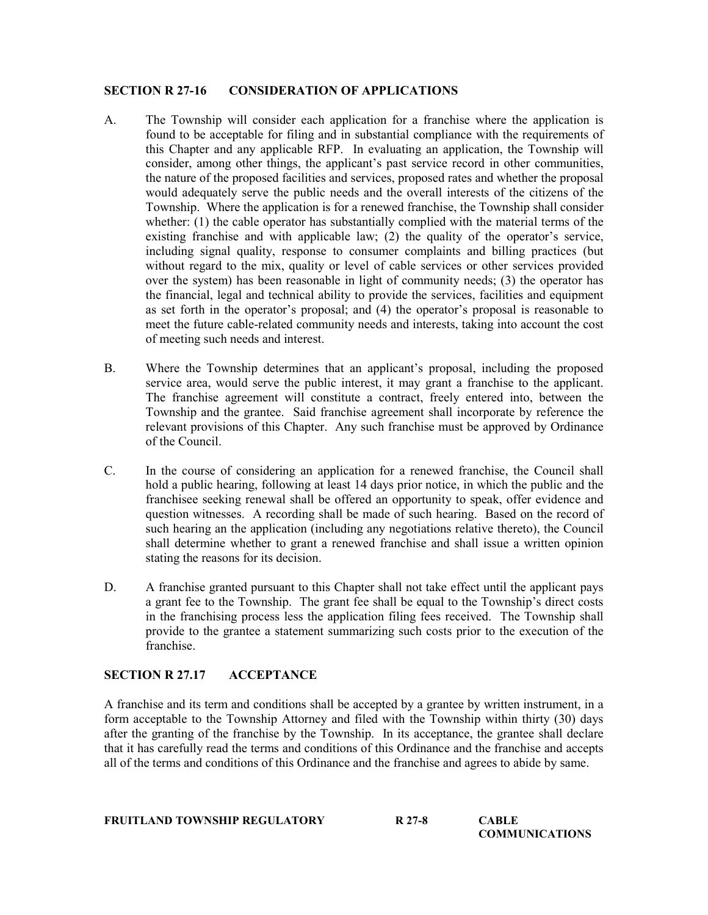**SECTION R 27-16 CONSIDERATION OF APPLICATIONS**

A. The Township will consider each application for a franchise where the application is found to be acceptable for filing and in substantial compliance with the requirements of this Chapter and any applicable RFP. In evaluating an application, the Township will consider, among other things, the applicant's past service record in other communities, the nature of the proposed facilities and services, proposed rates and whether the proposal would adequately serve the public needs and the overall interests of the citizens of the Township. Where the application is for a renewed franchise, the Township shall consider whether: (1) the cable operator has substantially complied with the material terms of the existing franchise and with applicable law; (2) the quality of the operator's service, including signal quality, response to consumer complaints and billing practices (but without regard to the mix, quality or level of cable services or other services provided over the system) has been reasonable in light of community needs; (3) the operator has the financial, legal and technical ability to provide the services, facilities and equipment as set forth in the operator's proposal; and (4) the operator's proposal is reasonable to meet the future cable-related community needs and interests, taking into account the cost of meeting such needs and interest.

B. Where the Township determines that an applicant's proposal, including the proposed service area, would serve the public interest, it may grant a franchise to the applicant. The franchise agreement will constitute a contract, freely entered into, between the Township and the grantee. Said franchise agreement shall incorporate by reference the relevant provisions of this Chapter. Any such franchise must be approved by Ordinance of the Council.

C. In the course of considering an application for a renewed franchise, the Council shall hold a public hearing, following at least 14 days prior notice, in which the public and the franchisee seeking renewal shall be offered an opportunity to speak, offer evidence and question witnesses. A recording shall be made of such hearing. Based on the record of such hearing an the application (including any negotiations relative thereto), the Council shall determine whether to grant a renewed franchise and shall issue a written opinion stating the reasons for its decision.

D. A franchise granted pursuant to this Chapter shall not take effect until the applicant pays a grant fee to the Township. The grant fee shall be equal to the Township's direct costs in the franchising process less the application filing fees received. The Township shall provide to the grantee a statement summarizing such costs prior to the execution of the franchise.

**SECTION R 27.17 ACCEPTANCE**

A franchise and its term and conditions shall be accepted by a grantee by written instrument, in a form acceptable to the Township Attorney and filed with the Township within thirty (30) days after the granting of the franchise by the Township. In its acceptance, the grantee shall declare that it has carefully read the terms and conditions of this Ordinance and the franchise and accepts all of the terms and conditions of this Ordinance and the franchise and agrees to abide by same.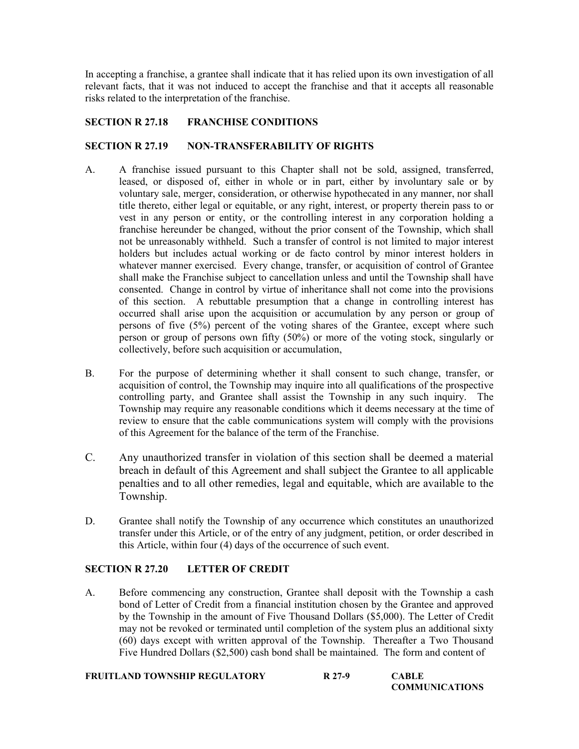In accepting a franchise, a grantee shall indicate that it has relied upon its own investigation of all relevant facts, that it was not induced to accept the franchise and that it accepts all reasonable risks related to the interpretation of the franchise.

### SECTION R 27.18 FRANCHISE CONDITIONS

### SECTION R 27.19 NON-TRANSFERABILITY OF RIGHTS

A. A franchise issued pursuant to this Chapter shall not be sold, assigned, transferred, leased, or disposed of, either in whole or in part, either by involuntary sale or by voluntary sale, merger, consideration, or otherwise hypothecated in any manner, nor shall title thereto, either legal or equitable, or any right, interest, or property therein pass to or vest in any person or entity, or the controlling interest in any corporation holding a franchise hereunder be changed, without the prior consent of the Township, which shall not be unreasonably withheld. Such a transfer of control is not limited to major interest holders but includes actual working or de facto control by minor interest holders in whatever manner exercised. Every change, transfer, or acquisition of control of Grantee shall make the Franchise subject to cancellation unless and until the Township shall have consented. Change in control by virtue of inheritance shall not come into the provisions of this section. A rebuttable presumption that a change in controlling interest has occurred shall arise upon the acquisition or accumulation by any person or group of persons of five (5%) percent of the voting shares of the Grantee, except where such person or group of persons own fifty (50%) or more of the voting stock, singularly or collectively, before such acquisition or accumulation,

B. For the purpose of determining whether it shall consent to such change, transfer, or acquisition of control, the Township may inquire into all qualifications of the prospective controlling party, and Grantee shall assist the Township in any such inquiry. The Township may require any reasonable conditions which it deems necessary at the time of review to ensure that the cable communications system will comply with the provisions of this Agreement for the balance of the term of the Franchise.

C. Any unauthorized transfer in violation of this section shall be deemed a material breach in default of this Agreement and shall subject the Grantee to all applicable penalties and to all other remedies, legal and equitable, which are available to the Township.

D. Grantee shall notify the Township of any occurrence which constitutes an unauthorized transfer under this Article, or of the entry of any judgment, petition, or order described in this Article, within four (4) days of the occurrence of such event.

### SECTION R 27.20 LETTER OF CREDIT

A. Before commencing any construction, Grantee shall deposit with the Township a cash bond of Letter of Credit from a financial institution chosen by the Grantee and approved by the Township in the amount of Five Thousand Dollars ($5,000). The Letter of Credit may not be revoked or terminated until completion of the system plus an additional sixty (60) days except with written approval of the Township. Thereafter a Two Thousand Five Hundred Dollars ($2,500) cash bond shall be maintained. The form and content of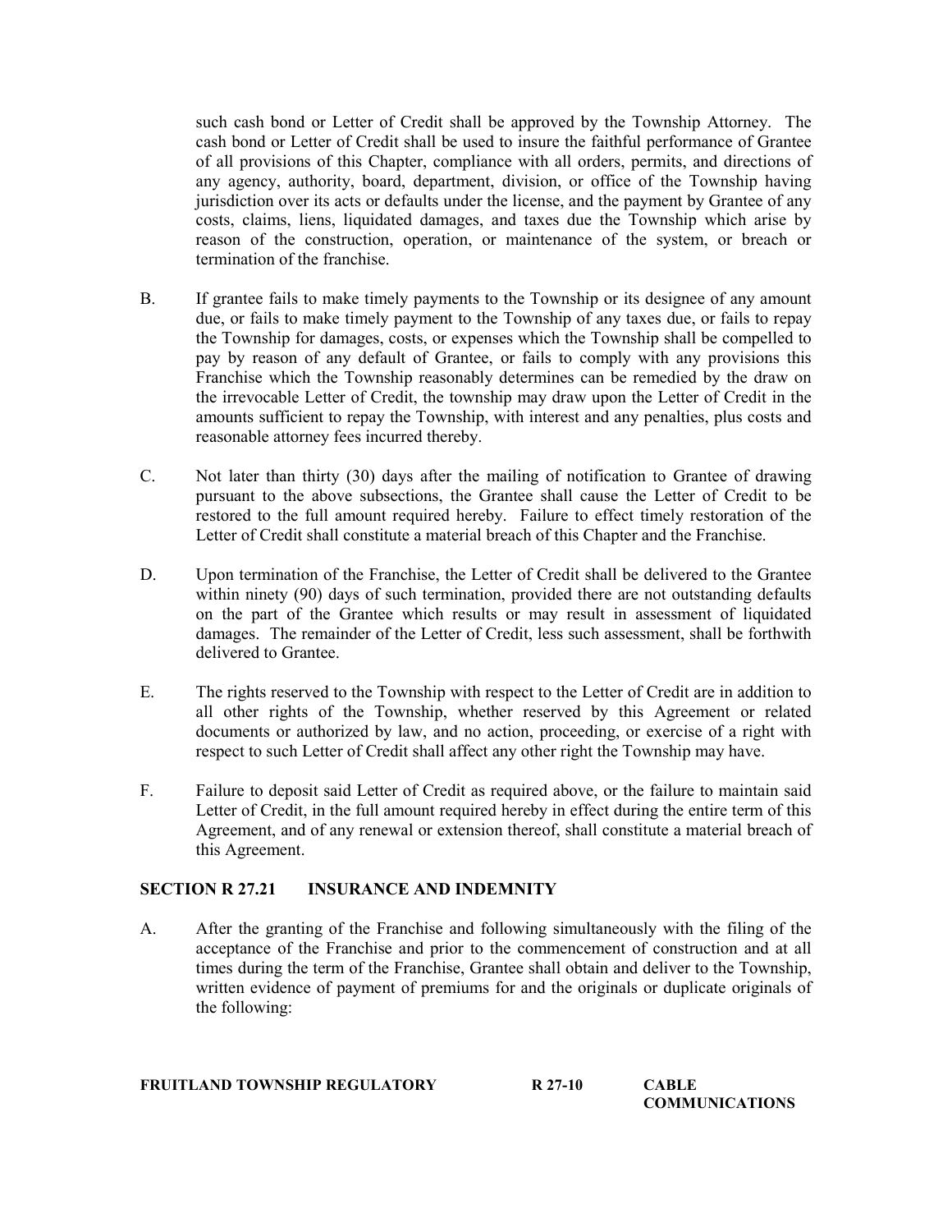such cash bond or Letter of Credit shall be approved by the Township Attorney. The cash bond or Letter of Credit shall be used to insure the faithful performance of Grantee of all provisions of this Chapter, compliance with all orders, permits, and directions of any agency, authority, board, department, division, or office of the Township having jurisdiction over its acts or defaults under the license, and the payment by Grantee of any costs, claims, liens, liquidated damages, and taxes due the Township which arise by reason of the construction, operation, or maintenance of the system, or breach or termination of the franchise.

B. If grantee fails to make timely payments to the Township or its designee of any amount due, or fails to make timely payment to the Township of any taxes due, or fails to repay the Township for damages, costs, or expenses which the Township shall be compelled to pay by reason of any default of Grantee, or fails to comply with any provisions this Franchise which the Township reasonably determines can be remedied by the draw on the irrevocable Letter of Credit, the township may draw upon the Letter of Credit in the amounts sufficient to repay the Township, with interest and any penalties, plus costs and reasonable attorney fees incurred thereby.

C. Not later than thirty (30) days after the mailing of notification to Grantee of drawing pursuant to the above subsections, the Grantee shall cause the Letter of Credit to be restored to the full amount required hereby. Failure to effect timely restoration of the Letter of Credit shall constitute a material breach of this Chapter and the Franchise.

D. Upon termination of the Franchise, the Letter of Credit shall be delivered to the Grantee within ninety (90) days of such termination, provided there are not outstanding defaults on the part of the Grantee which results or may result in assessment of liquidated damages. The remainder of the Letter of Credit, less such assessment, shall be forthwith delivered to Grantee.

E. The rights reserved to the Township with respect to the Letter of Credit are in addition to all other rights of the Township, whether reserved by this Agreement or related documents or authorized by law, and no action, proceeding, or exercise of a right with respect to such Letter of Credit shall affect any other right the Township may have.

F. Failure to deposit said Letter of Credit as required above, or the failure to maintain said Letter of Credit, in the full amount required hereby in effect during the entire term of this Agreement, and of any renewal or extension thereof, shall constitute a material breach of this Agreement.

## SECTION R 27.21 INSURANCE AND INDEMNITY

A. After the granting of the Franchise and following simultaneously with the filing of the acceptance of the Franchise and prior to the commencement of construction and at all times during the term of the Franchise, Grantee shall obtain and deliver to the Township, written evidence of payment of premiums for and the originals or duplicate originals of the following: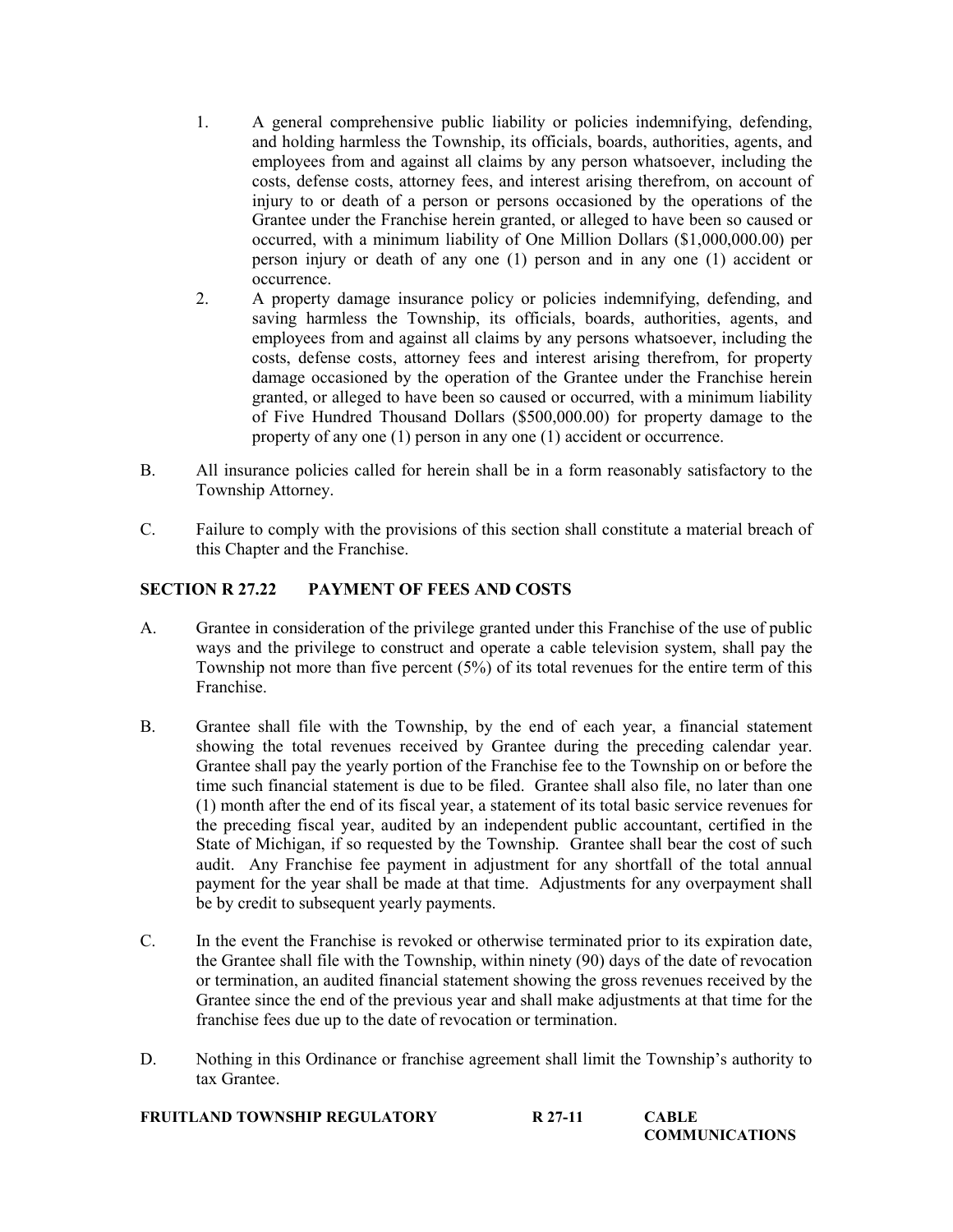1. A general comprehensive public liability or policies indemnifying, defending, and holding harmless the Township, its officials, boards, authorities, agents, and employees from and against all claims by any person whatsoever, including the costs, defense costs, attorney fees, and interest arising therefrom, on account of injury to or death of a person or persons occasioned by the operations of the Grantee under the Franchise herein granted, or alleged to have been so caused or occurred, with a minimum liability of One Million Dollars ($1,000,000.00) per person injury or death of any one (1) person and in any one (1) accident or occurrence.
2. A property damage insurance policy or policies indemnifying, defending, and saving harmless the Township, its officials, boards, authorities, agents, and employees from and against all claims by any persons whatsoever, including the costs, defense costs, attorney fees and interest arising therefrom, for property damage occasioned by the operation of the Grantee under the Franchise herein granted, or alleged to have been so caused or occurred, with a minimum liability of Five Hundred Thousand Dollars ($500,000.00) for property damage to the property of any one (1) person in any one (1) accident or occurrence.

B. All insurance policies called for herein shall be in a form reasonably satisfactory to the Township Attorney.

C. Failure to comply with the provisions of this section shall constitute a material breach of this Chapter and the Franchise.

## SECTION R 27.22 PAYMENT OF FEES AND COSTS

A. Grantee in consideration of the privilege granted under this Franchise of the use of public ways and the privilege to construct and operate a cable television system, shall pay the Township not more than five percent (5%) of its total revenues for the entire term of this Franchise.

B. Grantee shall file with the Township, by the end of each year, a financial statement showing the total revenues received by Grantee during the preceding calendar year. Grantee shall pay the yearly portion of the Franchise fee to the Township on or before the time such financial statement is due to be filed. Grantee shall also file, no later than one (1) month after the end of its fiscal year, a statement of its total basic service revenues for the preceding fiscal year, audited by an independent public accountant, certified in the State of Michigan, if so requested by the Township. Grantee shall bear the cost of such audit. Any Franchise fee payment in adjustment for any shortfall of the total annual payment for the year shall be made at that time. Adjustments for any overpayment shall be by credit to subsequent yearly payments.

C. In the event the Franchise is revoked or otherwise terminated prior to its expiration date, the Grantee shall file with the Township, within ninety (90) days of the date of revocation or termination, an audited financial statement showing the gross revenues received by the Grantee since the end of the previous year and shall make adjustments at that time for the franchise fees due up to the date of revocation or termination.

D. Nothing in this Ordinance or franchise agreement shall limit the Township's authority to tax Grantee.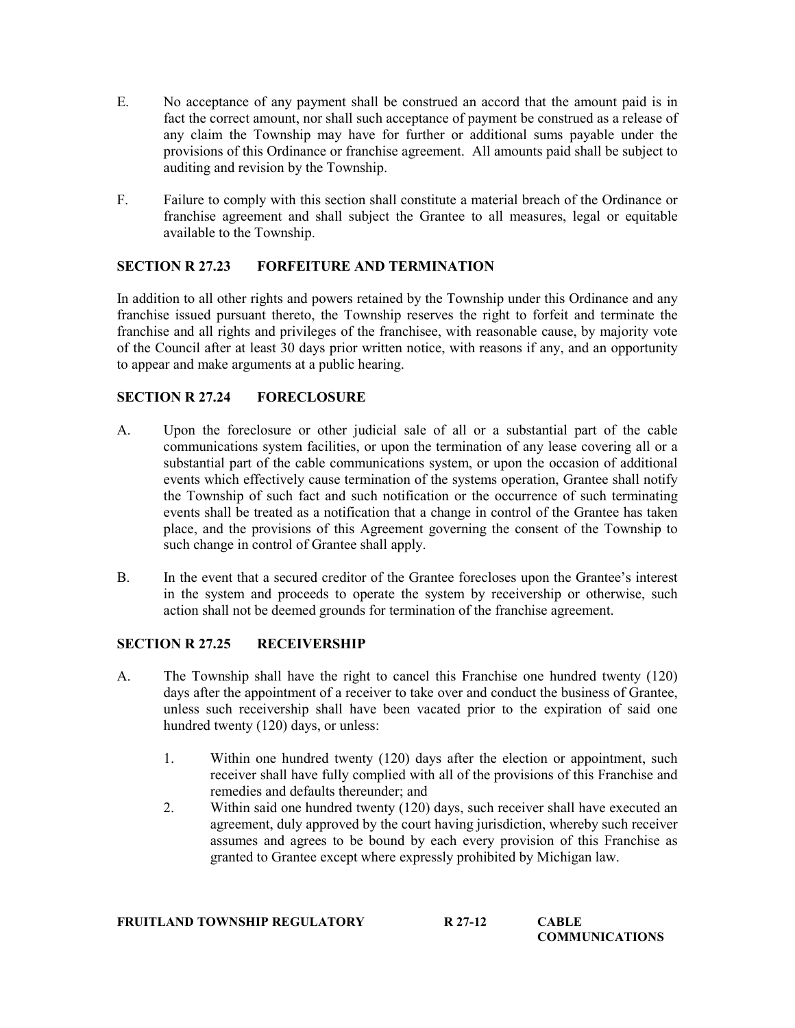E. No acceptance of any payment shall be construed an accord that the amount paid is in fact the correct amount, nor shall such acceptance of payment be construed as a release of any claim the Township may have for further or additional sums payable under the provisions of this Ordinance or franchise agreement. All amounts paid shall be subject to auditing and revision by the Township.

F. Failure to comply with this section shall constitute a material breach of the Ordinance or franchise agreement and shall subject the Grantee to all measures, legal or equitable available to the Township.

## SECTION R 27.23 FORFEITURE AND TERMINATION

In addition to all other rights and powers retained by the Township under this Ordinance and any franchise issued pursuant thereto, the Township reserves the right to forfeit and terminate the franchise and all rights and privileges of the franchisee, with reasonable cause, by majority vote of the Council after at least 30 days prior written notice, with reasons if any, and an opportunity to appear and make arguments at a public hearing.

## SECTION R 27.24 FORECLOSURE

A. Upon the foreclosure or other judicial sale of all or a substantial part of the cable communications system facilities, or upon the termination of any lease covering all or a substantial part of the cable communications system, or upon the occasion of additional events which effectively cause termination of the systems operation, Grantee shall notify the Township of such fact and such notification or the occurrence of such terminating events shall be treated as a notification that a change in control of the Grantee has taken place, and the provisions of this Agreement governing the consent of the Township to such change in control of Grantee shall apply.

B. In the event that a secured creditor of the Grantee forecloses upon the Grantee's interest in the system and proceeds to operate the system by receivership or otherwise, such action shall not be deemed grounds for termination of the franchise agreement.

## SECTION R 27.25 RECEIVERSHIP

A. The Township shall have the right to cancel this Franchise one hundred twenty (120) days after the appointment of a receiver to take over and conduct the business of Grantee, unless such receivership shall have been vacated prior to the expiration of said one hundred twenty (120) days, or unless:

   1. Within one hundred twenty (120) days after the election or appointment, such receiver shall have fully complied with all of the provisions of this Franchise and remedies and defaults thereunder; and
   2. Within said one hundred twenty (120) days, such receiver shall have executed an agreement, duly approved by the court having jurisdiction, whereby such receiver assumes and agrees to be bound by each every provision of this Franchise as granted to Grantee except where expressly prohibited by Michigan law.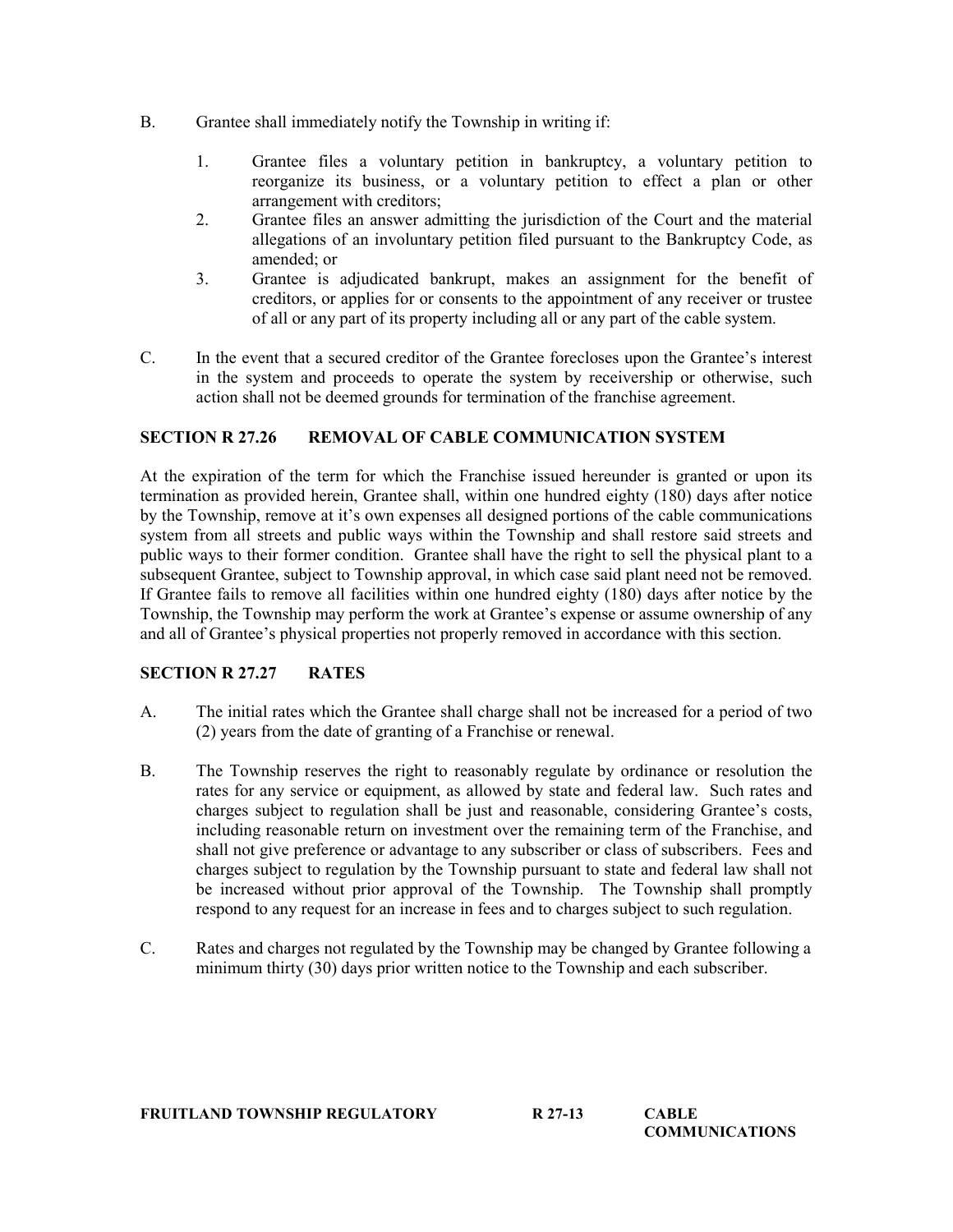B. Grantee shall immediately notify the Township in writing if:

1. Grantee files a voluntary petition in bankruptcy, a voluntary petition to reorganize its business, or a voluntary petition to effect a plan or other arrangement with creditors;
2. Grantee files an answer admitting the jurisdiction of the Court and the material allegations of an involuntary petition filed pursuant to the Bankruptcy Code, as amended; or
3. Grantee is adjudicated bankrupt, makes an assignment for the benefit of creditors, or applies for or consents to the appointment of any receiver or trustee of all or any part of its property including all or any part of the cable system.

C. In the event that a secured creditor of the Grantee forecloses upon the Grantee's interest in the system and proceeds to operate the system by receivership or otherwise, such action shall not be deemed grounds for termination of the franchise agreement.

## SECTION R 27.26 REMOVAL OF CABLE COMMUNICATION SYSTEM

At the expiration of the term for which the Franchise issued hereunder is granted or upon its termination as provided herein, Grantee shall, within one hundred eighty (180) days after notice by the Township, remove at it's own expenses all designed portions of the cable communications system from all streets and public ways within the Township and shall restore said streets and public ways to their former condition. Grantee shall have the right to sell the physical plant to a subsequent Grantee, subject to Township approval, in which case said plant need not be removed. If Grantee fails to remove all facilities within one hundred eighty (180) days after notice by the Township, the Township may perform the work at Grantee's expense or assume ownership of any and all of Grantee's physical properties not properly removed in accordance with this section.

## SECTION R 27.27 RATES

A. The initial rates which the Grantee shall charge shall not be increased for a period of two (2) years from the date of granting of a Franchise or renewal.

B. The Township reserves the right to reasonably regulate by ordinance or resolution the rates for any service or equipment, as allowed by state and federal law. Such rates and charges subject to regulation shall be just and reasonable, considering Grantee's costs, including reasonable return on investment over the remaining term of the Franchise, and shall not give preference or advantage to any subscriber or class of subscribers. Fees and charges subject to regulation by the Township pursuant to state and federal law shall not be increased without prior approval of the Township. The Township shall promptly respond to any request for an increase in fees and to charges subject to such regulation.

C. Rates and charges not regulated by the Township may be changed by Grantee following a minimum thirty (30) days prior written notice to the Township and each subscriber.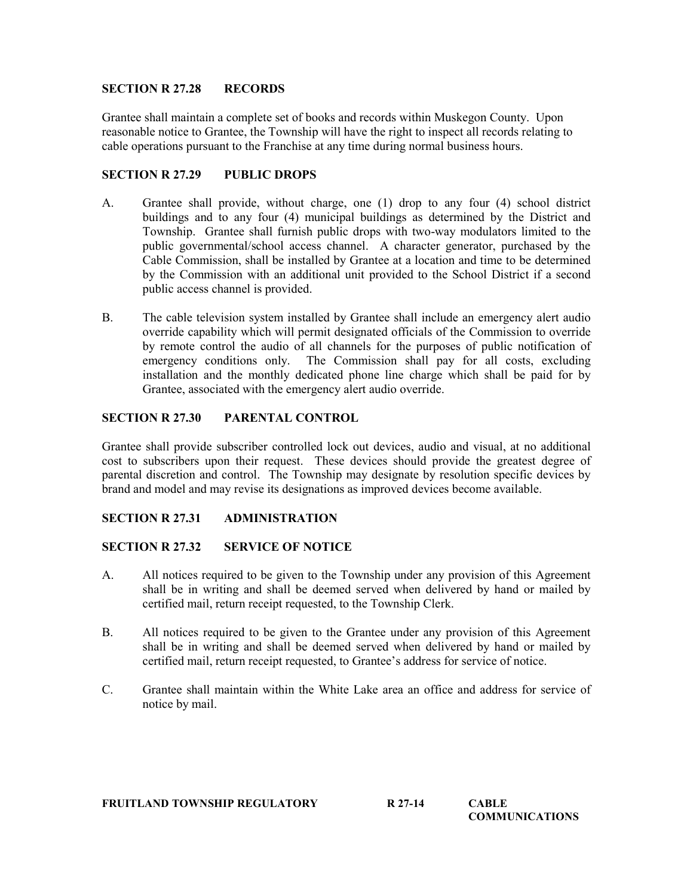## SECTION R 27.28 RECORDS

Grantee shall maintain a complete set of books and records within Muskegon County. Upon reasonable notice to Grantee, the Township will have the right to inspect all records relating to cable operations pursuant to the Franchise at any time during normal business hours.

## SECTION R 27.29 PUBLIC DROPS

A. Grantee shall provide, without charge, one (1) drop to any four (4) school district buildings and to any four (4) municipal buildings as determined by the District and Township. Grantee shall furnish public drops with two-way modulators limited to the public governmental/school access channel. A character generator, purchased by the Cable Commission, shall be installed by Grantee at a location and time to be determined by the Commission with an additional unit provided to the School District if a second public access channel is provided.

B. The cable television system installed by Grantee shall include an emergency alert audio override capability which will permit designated officials of the Commission to override by remote control the audio of all channels for the purposes of public notification of emergency conditions only. The Commission shall pay for all costs, excluding installation and the monthly dedicated phone line charge which shall be paid for by Grantee, associated with the emergency alert audio override.

## SECTION R 27.30 PARENTAL CONTROL

Grantee shall provide subscriber controlled lock out devices, audio and visual, at no additional cost to subscribers upon their request. These devices should provide the greatest degree of parental discretion and control. The Township may designate by resolution specific devices by brand and model and may revise its designations as improved devices become available.

## SECTION R 27.31 ADMINISTRATION

## SECTION R 27.32 SERVICE OF NOTICE

A. All notices required to be given to the Township under any provision of this Agreement shall be in writing and shall be deemed served when delivered by hand or mailed by certified mail, return receipt requested, to the Township Clerk.

B. All notices required to be given to the Grantee under any provision of this Agreement shall be in writing and shall be deemed served when delivered by hand or mailed by certified mail, return receipt requested, to Grantee's address for service of notice.

C. Grantee shall maintain within the White Lake area an office and address for service of notice by mail.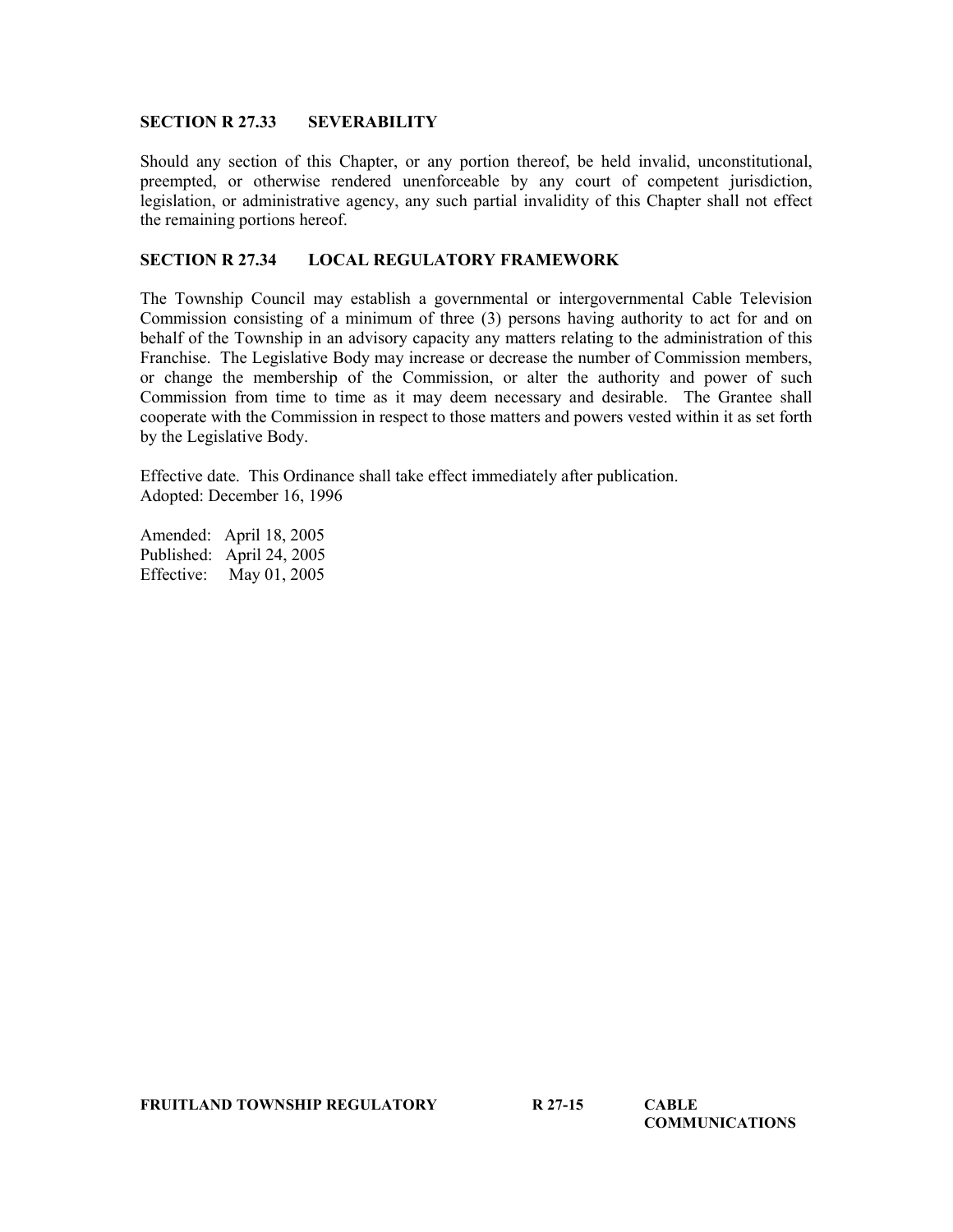## SECTION R 27.33 SEVERABILITY

Should any section of this Chapter, or any portion thereof, be held invalid, unconstitutional, preempted, or otherwise rendered unenforceable by any court of competent jurisdiction, legislation, or administrative agency, any such partial invalidity of this Chapter shall not effect the remaining portions hereof.

## SECTION R 27.34 LOCAL REGULATORY FRAMEWORK

The Township Council may establish a governmental or intergovernmental Cable Television Commission consisting of a minimum of three (3) persons having authority to act for and on behalf of the Township in an advisory capacity any matters relating to the administration of this Franchise. The Legislative Body may increase or decrease the number of Commission members, or change the membership of the Commission, or alter the authority and power of such Commission from time to time as it may deem necessary and desirable. The Grantee shall cooperate with the Commission in respect to those matters and powers vested within it as set forth by the Legislative Body.

Effective date. This Ordinance shall take effect immediately after publication.
Adopted: December 16, 1996

Amended: April 18, 2005
Published: April 24, 2005
Effective: May 01, 2005